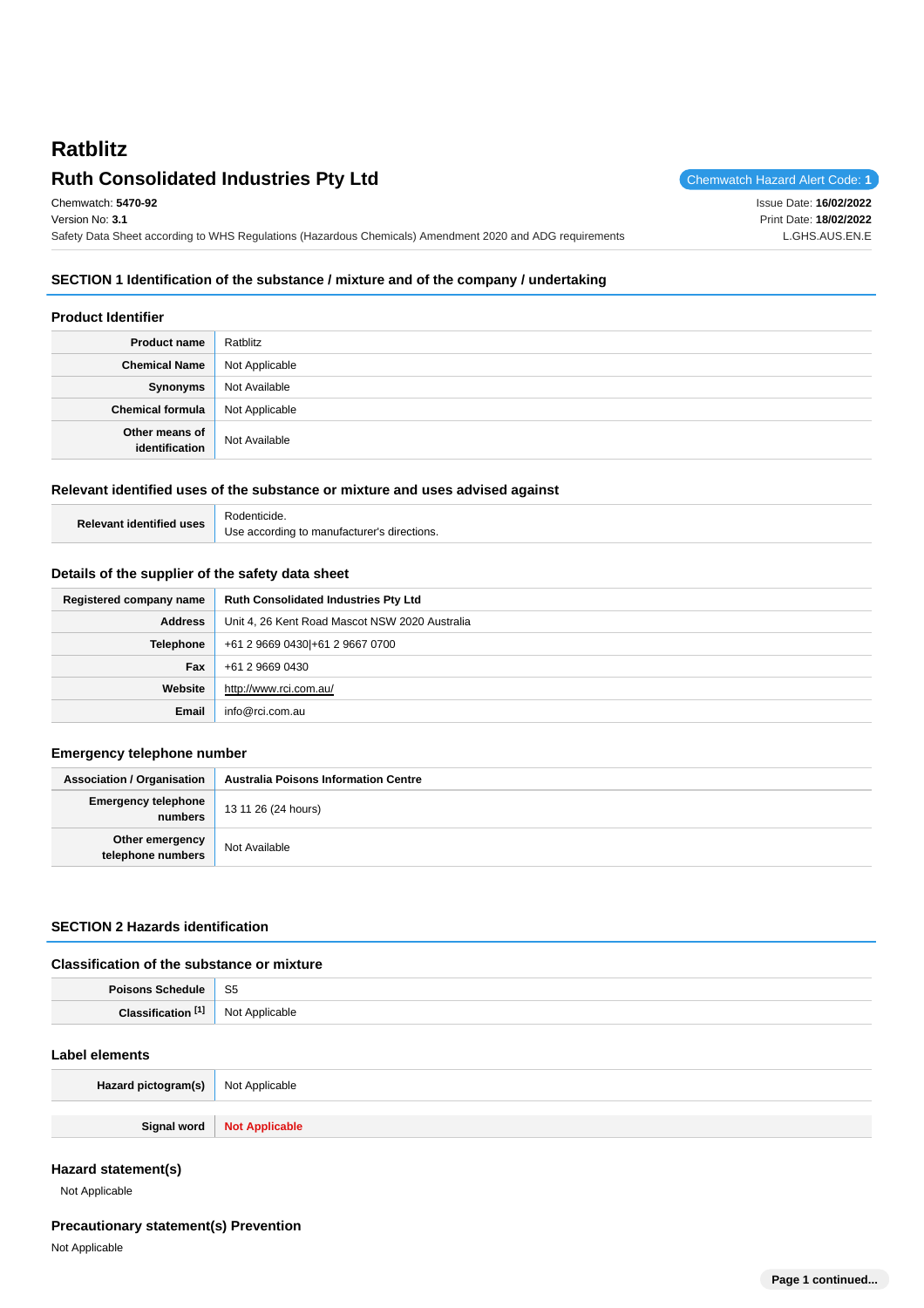# Ratblitz

## Ruth Consolidated Industries Pty Ltd

Chemwatch Hazard Alert Code: **1**

Chemwatch: **5470-92**
Version No: **3.1**
Safety Data Sheet according to WHS Regulations (Hazardous Chemicals) Amendment 2020 and ADG requirements

Issue Date: **16/02/2022**
Print Date: **18/02/2022**
L.GHS.AUS.EN.E

## SECTION 1 Identification of the substance / mixture and of the company / undertaking

### Product Identifier

| | |
|---|---|
| **Product name** | Ratblitz |
| **Chemical Name** | Not Applicable |
| **Synonyms** | Not Available |
| **Chemical formula** | Not Applicable |
| **Other means of identification** | Not Available |

### Relevant identified uses of the substance or mixture and uses advised against

| | |
|---|---|
| **Relevant identified uses** | Rodenticide.<br>Use according to manufacturer's directions. |

### Details of the supplier of the safety data sheet

| | |
|---|---|
| **Registered company name** | **Ruth Consolidated Industries Pty Ltd** |
| **Address** | Unit 4, 26 Kent Road Mascot NSW 2020 Australia |
| **Telephone** | +61 2 9669 0430\|+61 2 9667 0700 |
| **Fax** | +61 2 9669 0430 |
| **Website** | http://www.rci.com.au/ |
| **Email** | info@rci.com.au |

### Emergency telephone number

| | |
|---|---|
| **Association / Organisation** | **Australia Poisons Information Centre** |
| **Emergency telephone numbers** | 13 11 26 (24 hours) |
| **Other emergency telephone numbers** | Not Available |

## SECTION 2 Hazards identification

### Classification of the substance or mixture

| | |
|---|---|
| **Poisons Schedule** | S5 |
| **Classification [1]** | Not Applicable |

### Label elements

| | |
|---|---|
| **Hazard pictogram(s)** | Not Applicable |
| **Signal word** | **Not Applicable** |

### Hazard statement(s)

Not Applicable

### Precautionary statement(s) Prevention

Not Applicable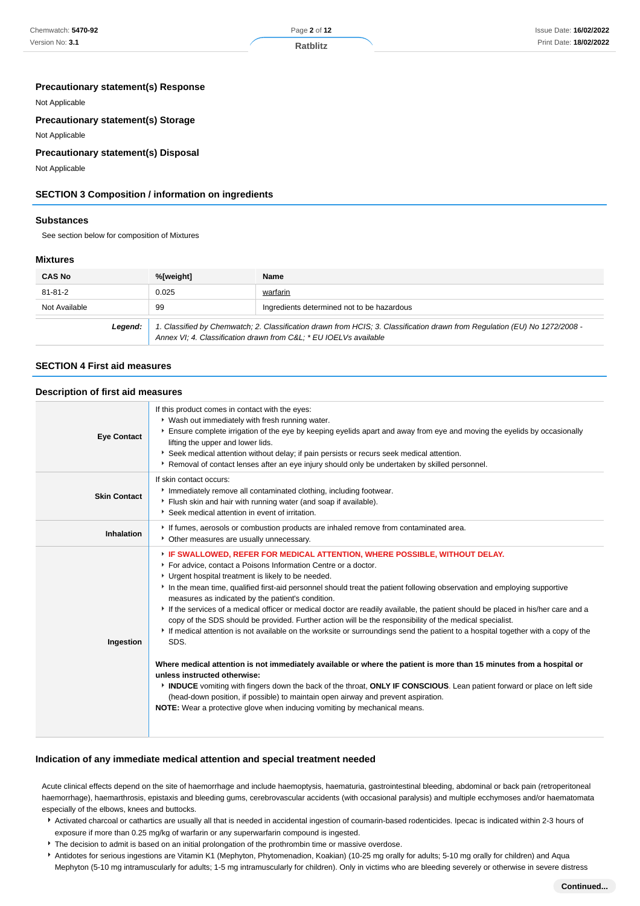### Precautionary statement(s) Response

Not Applicable

### Precautionary statement(s) Storage

Not Applicable

### Precautionary statement(s) Disposal

Not Applicable

## SECTION 3 Composition / information on ingredients

### Substances

See section below for composition of Mixtures

### Mixtures

| CAS No | %[weight] | Name |
| --- | --- | --- |
| 81-81-2 | 0.025 | warfarin |
| Not Available | 99 | Ingredients determined not to be hazardous |
| ***Legend:*** | *1. Classified by Chemwatch; 2. Classification drawn from HCIS; 3. Classification drawn from Regulation (EU) No 1272/2008 - Annex VI; 4. Classification drawn from C&L; * EU IOELVs available* | |

## SECTION 4 First aid measures

### Description of first aid measures

| | |
| --- | --- |
| **Eye Contact** | If this product comes in contact with the eyes:<br>• Wash out immediately with fresh running water.<br>• Ensure complete irrigation of the eye by keeping eyelids apart and away from eye and moving the eyelids by occasionally lifting the upper and lower lids.<br>• Seek medical attention without delay; if pain persists or recurs seek medical attention.<br>• Removal of contact lenses after an eye injury should only be undertaken by skilled personnel. |
| **Skin Contact** | If skin contact occurs:<br>• Immediately remove all contaminated clothing, including footwear.<br>• Flush skin and hair with running water (and soap if available).<br>• Seek medical attention in event of irritation. |
| **Inhalation** | • If fumes, aerosols or combustion products are inhaled remove from contaminated area.<br>• Other measures are usually unnecessary. |
| **Ingestion** | • **IF SWALLOWED, REFER FOR MEDICAL ATTENTION, WHERE POSSIBLE, WITHOUT DELAY.**<br>• For advice, contact a Poisons Information Centre or a doctor.<br>• Urgent hospital treatment is likely to be needed.<br>• In the mean time, qualified first-aid personnel should treat the patient following observation and employing supportive measures as indicated by the patient's condition.<br>• If the services of a medical officer or medical doctor are readily available, the patient should be placed in his/her care and a copy of the SDS should be provided. Further action will be the responsibility of the medical specialist.<br>• If medical attention is not available on the worksite or surroundings send the patient to a hospital together with a copy of the SDS.<br><br>**Where medical attention is not immediately available or where the patient is more than 15 minutes from a hospital or unless instructed otherwise:**<br>• **INDUCE** vomiting with fingers down the back of the throat, **ONLY IF CONSCIOUS**. Lean patient forward or place on left side (head-down position, if possible) to maintain open airway and prevent aspiration.<br>**NOTE:** Wear a protective glove when inducing vomiting by mechanical means. |

### Indication of any immediate medical attention and special treatment needed

Acute clinical effects depend on the site of haemorrhage and include haemoptysis, haematuria, gastrointestinal bleeding, abdominal or back pain (retroperitoneal haemorrhage), haemarthrosis, epistaxis and bleeding gums, cerebrovascular accidents (with occasional paralysis) and multiple ecchymoses and/or haematomata especially of the elbows, knees and buttocks.

- Activated charcoal or cathartics are usually all that is needed in accidental ingestion of coumarin-based rodenticides. Ipecac is indicated within 2-3 hours of exposure if more than 0.25 mg/kg of warfarin or any superwarfarin compound is ingested.
- The decision to admit is based on an initial prolongation of the prothrombin time or massive overdose.
- Antidotes for serious ingestions are Vitamin K1 (Mephyton, Phytomenadion, Koakian) (10-25 mg orally for adults; 5-10 mg orally for children) and Aqua Mephyton (5-10 mg intramuscularly for adults; 1-5 mg intramuscularly for children). Only in victims who are bleeding severely or otherwise in severe distress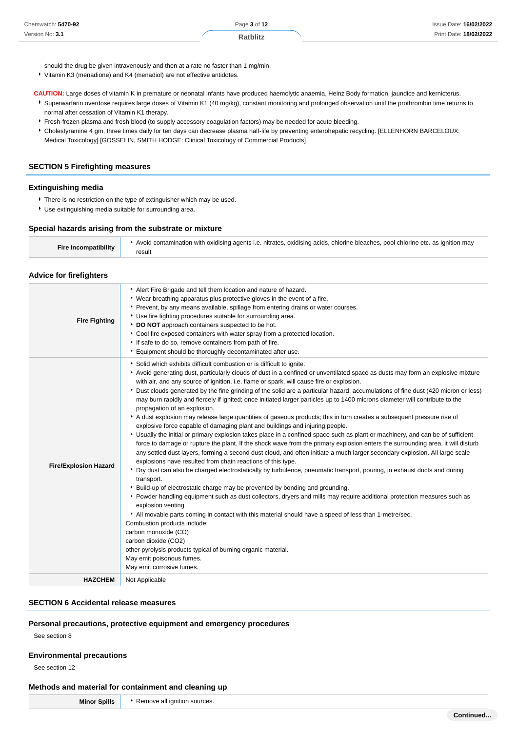should the drug be given intravenously and then at a rate no faster than 1 mg/min.

- Vitamin K3 (menadione) and K4 (menadiol) are not effective antidotes.

**CAUTION:** Large doses of vitamin K in premature or neonatal infants have produced haemolytic anaemia, Heinz Body formation, jaundice and kernicterus.

- Superwarfarin overdose requires large doses of Vitamin K1 (40 mg/kg), constant monitoring and prolonged observation until the prothrombin time returns to normal after cessation of Vitamin K1 therapy.
- Fresh-frozen plasma and fresh blood (to supply accessory coagulation factors) may be needed for acute bleeding.
- Cholestyramine 4 gm, three times daily for ten days can decrease plasma half-life by preventing enterohepatic recycling. [ELLENHORN BARCELOUX: Medical Toxicology] [GOSSELIN, SMITH HODGE: Clinical Toxicology of Commercial Products]

## SECTION 5 Firefighting measures

### Extinguishing media

- There is no restriction on the type of extinguisher which may be used.
- Use extinguishing media suitable for surrounding area.

### Special hazards arising from the substrate or mixture

| | |
|---|---|
| **Fire Incompatibility** | ▸ Avoid contamination with oxidising agents i.e. nitrates, oxidising acids, chlorine bleaches, pool chlorine etc. as ignition may result |

### Advice for firefighters

| | |
|---|---|
| **Fire Fighting** | ▸ Alert Fire Brigade and tell them location and nature of hazard.<br>▸ Wear breathing apparatus plus protective gloves in the event of a fire.<br>▸ Prevent, by any means available, spillage from entering drains or water courses.<br>▸ Use fire fighting procedures suitable for surrounding area.<br>▸ **DO NOT** approach containers suspected to be hot.<br>▸ Cool fire exposed containers with water spray from a protected location.<br>▸ If safe to do so, remove containers from path of fire.<br>▸ Equipment should be thoroughly decontaminated after use. |
| **Fire/Explosion Hazard** | ▸ Solid which exhibits difficult combustion or is difficult to ignite.<br>▸ Avoid generating dust, particularly clouds of dust in a confined or unventilated space as dusts may form an explosive mixture with air, and any source of ignition, i.e. flame or spark, will cause fire or explosion.<br>▸ Dust clouds generated by the fine grinding of the solid are a particular hazard; accumulations of fine dust (420 micron or less) may burn rapidly and fiercely if ignited; once initiated larger particles up to 1400 microns diameter will contribute to the propagation of an explosion.<br>▸ A dust explosion may release large quantities of gaseous products; this in turn creates a subsequent pressure rise of explosive force capable of damaging plant and buildings and injuring people.<br>▸ Usually the initial or primary explosion takes place in a confined space such as plant or machinery, and can be of sufficient force to damage or rupture the plant. If the shock wave from the primary explosion enters the surrounding area, it will disturb any settled dust layers, forming a second dust cloud, and often initiate a much larger secondary explosion. All large scale explosions have resulted from chain reactions of this type.<br>▸ Dry dust can also be charged electrostatically by turbulence, pneumatic transport, pouring, in exhaust ducts and during transport.<br>▸ Build-up of electrostatic charge may be prevented by bonding and grounding.<br>▸ Powder handling equipment such as dust collectors, dryers and mills may require additional protection measures such as explosion venting.<br>▸ All movable parts coming in contact with this material should have a speed of less than 1-metre/sec.<br>Combustion products include:<br>carbon monoxide (CO)<br>carbon dioxide ($CO_2$)<br>other pyrolysis products typical of burning organic material.<br>May emit poisonous fumes.<br>May emit corrosive fumes. |
| **HAZCHEM** | Not Applicable |

## SECTION 6 Accidental release measures

### Personal precautions, protective equipment and emergency procedures

See section 8

### Environmental precautions

See section 12

### Methods and material for containment and cleaning up

| | |
|---|---|
| **Minor Spills** | ▸ Remove all ignition sources. |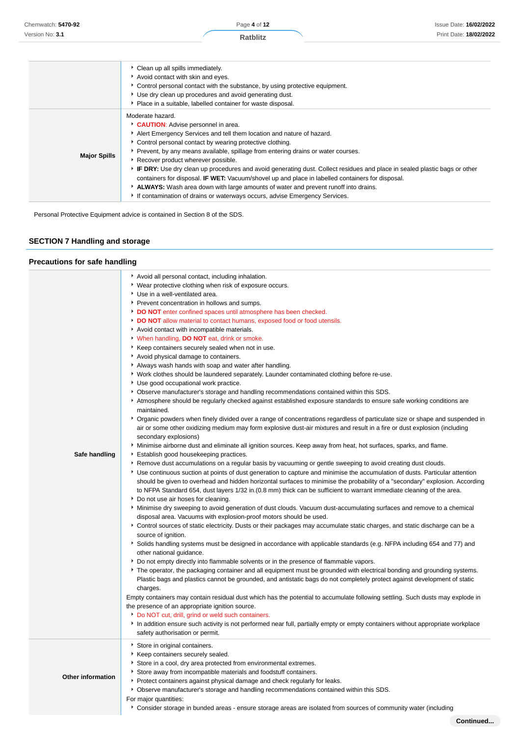| | |
|---|---|
| | • Clean up all spills immediately.<br>• Avoid contact with skin and eyes.<br>• Control personal contact with the substance, by using protective equipment.<br>• Use dry clean up procedures and avoid generating dust.<br>• Place in a suitable, labelled container for waste disposal. |
| **Major Spills** | Moderate hazard.<br>• **CAUTION**: Advise personnel in area.<br>• Alert Emergency Services and tell them location and nature of hazard.<br>• Control personal contact by wearing protective clothing.<br>• Prevent, by any means available, spillage from entering drains or water courses.<br>• Recover product wherever possible.<br>• **IF DRY:** Use dry clean up procedures and avoid generating dust. Collect residues and place in sealed plastic bags or other containers for disposal. **IF WET:** Vacuum/shovel up and place in labelled containers for disposal.<br>• **ALWAYS:** Wash area down with large amounts of water and prevent runoff into drains.<br>• If contamination of drains or waterways occurs, advise Emergency Services. |

Personal Protective Equipment advice is contained in Section 8 of the SDS.

## SECTION 7 Handling and storage

### Precautions for safe handling

| | |
|---|---|
| **Safe handling** | • Avoid all personal contact, including inhalation.<br>• Wear protective clothing when risk of exposure occurs.<br>• Use in a well-ventilated area.<br>• Prevent concentration in hollows and sumps.<br>• **DO NOT** enter confined spaces until atmosphere has been checked.<br>• **DO NOT** allow material to contact humans, exposed food or food utensils.<br>• Avoid contact with incompatible materials.<br>• When handling, **DO NOT** eat, drink or smoke.<br>• Keep containers securely sealed when not in use.<br>• Avoid physical damage to containers.<br>• Always wash hands with soap and water after handling.<br>• Work clothes should be laundered separately. Launder contaminated clothing before re-use.<br>• Use good occupational work practice.<br>• Observe manufacturer's storage and handling recommendations contained within this SDS.<br>• Atmosphere should be regularly checked against established exposure standards to ensure safe working conditions are maintained.<br>• Organic powders when finely divided over a range of concentrations regardless of particulate size or shape and suspended in air or some other oxidizing medium may form explosive dust-air mixtures and result in a fire or dust explosion (including secondary explosions)<br>• Minimise airborne dust and eliminate all ignition sources. Keep away from heat, hot surfaces, sparks, and flame.<br>• Establish good housekeeping practices.<br>• Remove dust accumulations on a regular basis by vacuuming or gentle sweeping to avoid creating dust clouds.<br>• Use continuous suction at points of dust generation to capture and minimise the accumulation of dusts. Particular attention should be given to overhead and hidden horizontal surfaces to minimise the probability of a "secondary" explosion. According to NFPA Standard 654, dust layers 1/32 in.(0.8 mm) thick can be sufficient to warrant immediate cleaning of the area.<br>• Do not use air hoses for cleaning.<br>• Minimise dry sweeping to avoid generation of dust clouds. Vacuum dust-accumulating surfaces and remove to a chemical disposal area. Vacuums with explosion-proof motors should be used.<br>• Control sources of static electricity. Dusts or their packages may accumulate static charges, and static discharge can be a source of ignition.<br>• Solids handling systems must be designed in accordance with applicable standards (e.g. NFPA including 654 and 77) and other national guidance.<br>• Do not empty directly into flammable solvents or in the presence of flammable vapors.<br>• The operator, the packaging container and all equipment must be grounded with electrical bonding and grounding systems. Plastic bags and plastics cannot be grounded, and antistatic bags do not completely protect against development of static charges.<br>Empty containers may contain residual dust which has the potential to accumulate following settling. Such dusts may explode in the presence of an appropriate ignition source.<br>• Do NOT cut, drill, grind or weld such containers.<br>• In addition ensure such activity is not performed near full, partially empty or empty containers without appropriate workplace safety authorisation or permit. |
| **Other information** | • Store in original containers.<br>• Keep containers securely sealed.<br>• Store in a cool, dry area protected from environmental extremes.<br>• Store away from incompatible materials and foodstuff containers.<br>• Protect containers against physical damage and check regularly for leaks.<br>• Observe manufacturer's storage and handling recommendations contained within this SDS.<br>For major quantities:<br>• Consider storage in bunded areas - ensure storage areas are isolated from sources of community water (including |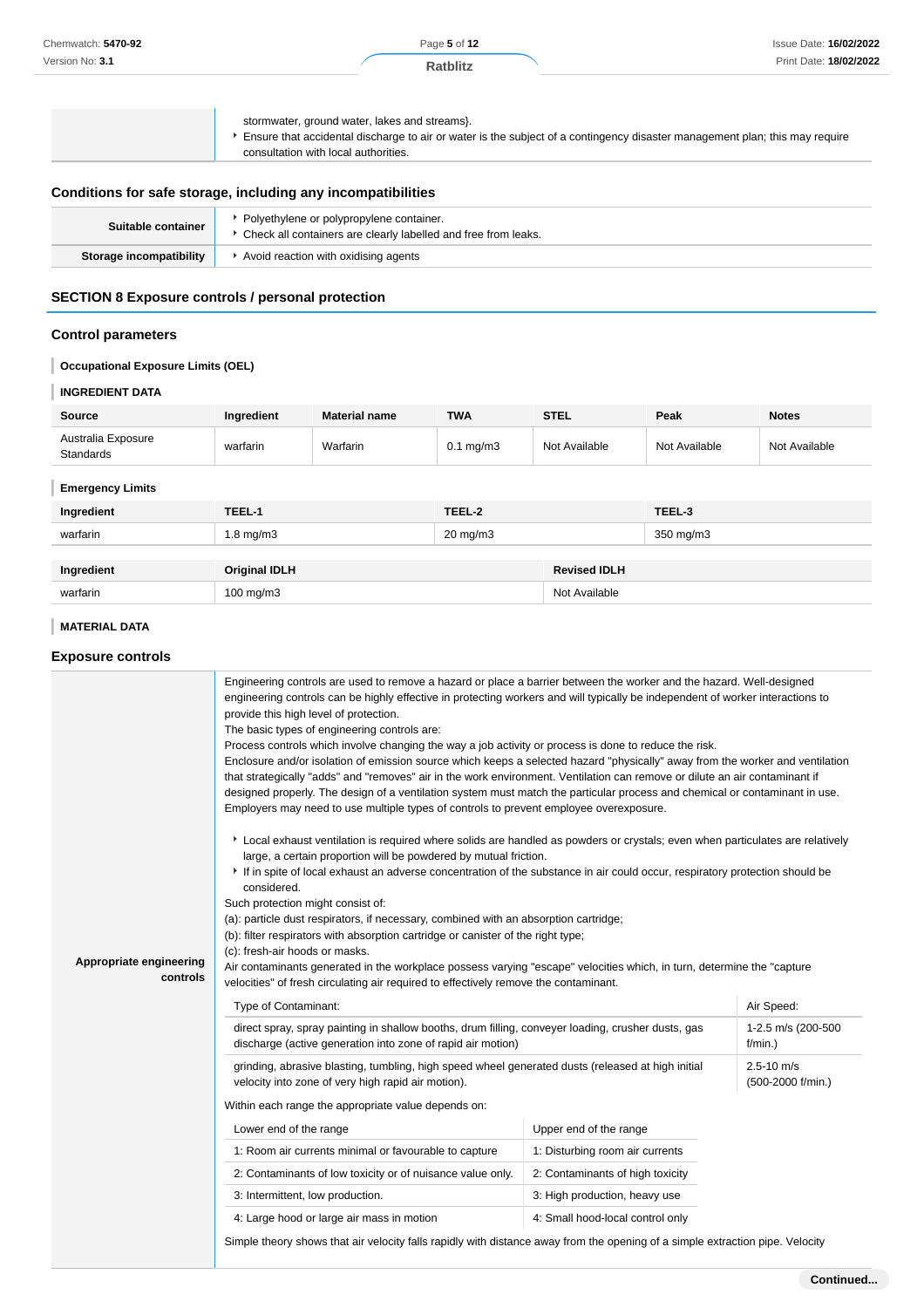| | |
|---|---|
| | stormwater, ground water, lakes and streams}.<br>‣ Ensure that accidental discharge to air or water is the subject of a contingency disaster management plan; this may require consultation with local authorities. |

## Conditions for safe storage, including any incompatibilities

| | |
|---|---|
| **Suitable container** | ‣ Polyethylene or polypropylene container.<br>‣ Check all containers are clearly labelled and free from leaks. |
| **Storage incompatibility** | ‣ Avoid reaction with oxidising agents |

## SECTION 8 Exposure controls / personal protection

### Control parameters

**Occupational Exposure Limits (OEL)**

**INGREDIENT DATA**

| Source | Ingredient | Material name | TWA | STEL | Peak | Notes |
|---|---|---|---|---|---|---|
| Australia Exposure Standards | warfarin | Warfarin | 0.1 mg/m3 | Not Available | Not Available | Not Available |

**Emergency Limits**

| Ingredient | TEEL-1 | TEEL-2 | TEEL-3 |
|---|---|---|---|
| warfarin | 1.8 mg/m3 | 20 mg/m3 | 350 mg/m3 |

| Ingredient | Original IDLH | Revised IDLH |
|---|---|---|
| warfarin | 100 mg/m3 | Not Available |

**MATERIAL DATA**

### Exposure controls

**Appropriate engineering controls**

Engineering controls are used to remove a hazard or place a barrier between the worker and the hazard. Well-designed engineering controls can be highly effective in protecting workers and will typically be independent of worker interactions to provide this high level of protection.
The basic types of engineering controls are:
Process controls which involve changing the way a job activity or process is done to reduce the risk.
Enclosure and/or isolation of emission source which keeps a selected hazard "physically" away from the worker and ventilation that strategically "adds" and "removes" air in the work environment. Ventilation can remove or dilute an air contaminant if designed properly. The design of a ventilation system must match the particular process and chemical or contaminant in use.
Employers may need to use multiple types of controls to prevent employee overexposure.

‣ Local exhaust ventilation is required where solids are handled as powders or crystals; even when particulates are relatively large, a certain proportion will be powdered by mutual friction.
‣ If in spite of local exhaust an adverse concentration of the substance in air could occur, respiratory protection should be considered.

Such protection might consist of:
(a): particle dust respirators, if necessary, combined with an absorption cartridge;
(b): filter respirators with absorption cartridge or canister of the right type;
(c): fresh-air hoods or masks.
Air contaminants generated in the workplace possess varying "escape" velocities which, in turn, determine the "capture velocities" of fresh circulating air required to effectively remove the contaminant.

| Type of Contaminant: | Air Speed: |
|---|---|
| direct spray, spray painting in shallow booths, drum filling, conveyer loading, crusher dusts, gas discharge (active generation into zone of rapid air motion) | 1-2.5 m/s (200-500 f/min.) |
| grinding, abrasive blasting, tumbling, high speed wheel generated dusts (released at high initial velocity into zone of very high rapid air motion). | 2.5-10 m/s (500-2000 f/min.) |

Within each range the appropriate value depends on:

| Lower end of the range | Upper end of the range |
|---|---|
| 1: Room air currents minimal or favourable to capture | 1: Disturbing room air currents |
| 2: Contaminants of low toxicity or of nuisance value only. | 2: Contaminants of high toxicity |
| 3: Intermittent, low production. | 3: High production, heavy use |
| 4: Large hood or large air mass in motion | 4: Small hood-local control only |

Simple theory shows that air velocity falls rapidly with distance away from the opening of a simple extraction pipe. Velocity

**Continued...**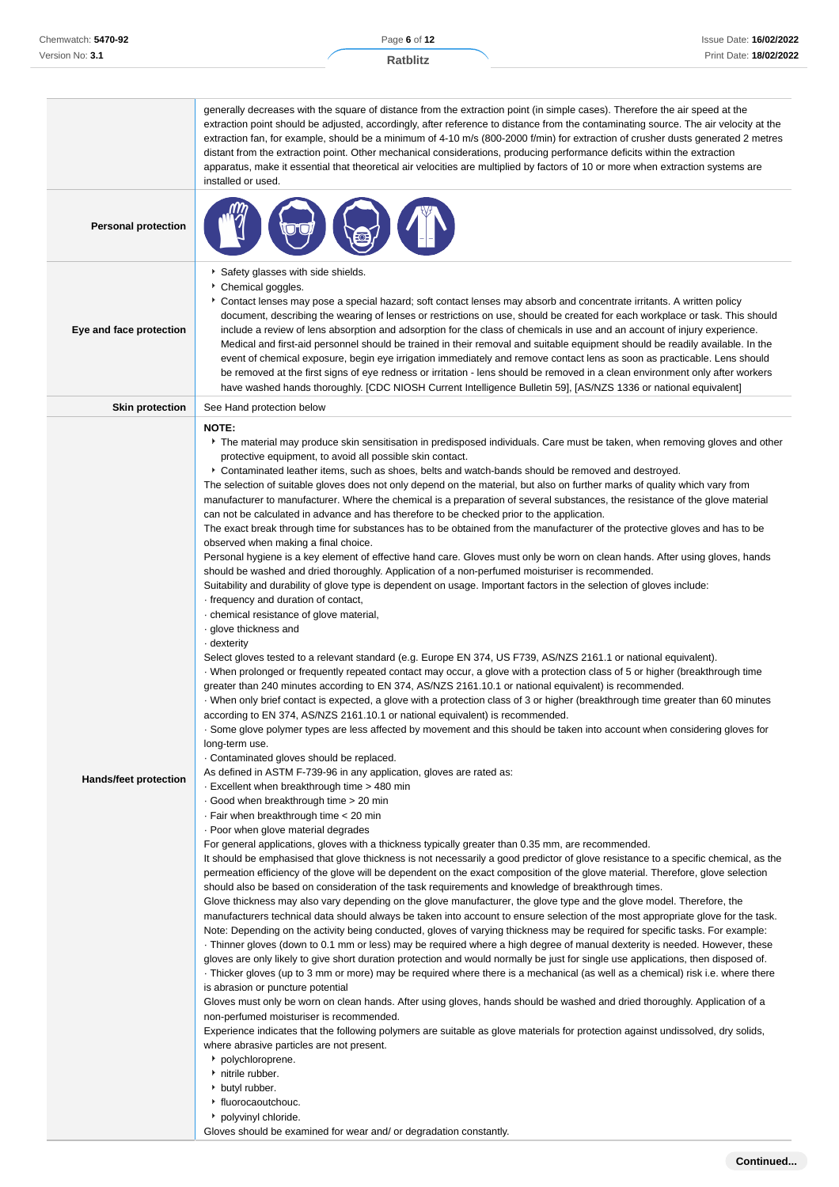| | |
|---|---|
| | generally decreases with the square of distance from the extraction point (in simple cases). Therefore the air speed at the extraction point should be adjusted, accordingly, after reference to distance from the contaminating source. The air velocity at the extraction fan, for example, should be a minimum of 4-10 m/s (800-2000 f/min) for extraction of crusher dusts generated 2 metres distant from the extraction point. Other mechanical considerations, producing performance deficits within the extraction apparatus, make it essential that theoretical air velocities are multiplied by factors of 10 or more when extraction systems are installed or used. |
| **Personal protection** | |
| **Eye and face protection** | ‣ Safety glasses with side shields.<br>‣ Chemical goggles.<br>‣ Contact lenses may pose a special hazard; soft contact lenses may absorb and concentrate irritants. A written policy document, describing the wearing of lenses or restrictions on use, should be created for each workplace or task. This should include a review of lens absorption and adsorption for the class of chemicals in use and an account of injury experience. Medical and first-aid personnel should be trained in their removal and suitable equipment should be readily available. In the event of chemical exposure, begin eye irrigation immediately and remove contact lens as soon as practicable. Lens should be removed at the first signs of eye redness or irritation - lens should be removed in a clean environment only after workers have washed hands thoroughly. [CDC NIOSH Current Intelligence Bulletin 59], [AS/NZS 1336 or national equivalent] |
| **Skin protection** | See Hand protection below |
| **Hands/feet protection** | **NOTE:**<br>‣ The material may produce skin sensitisation in predisposed individuals. Care must be taken, when removing gloves and other protective equipment, to avoid all possible skin contact.<br>‣ Contaminated leather items, such as shoes, belts and watch-bands should be removed and destroyed.<br>The selection of suitable gloves does not only depend on the material, but also on further marks of quality which vary from manufacturer to manufacturer. Where the chemical is a preparation of several substances, the resistance of the glove material can not be calculated in advance and has therefore to be checked prior to the application.<br>The exact break through time for substances has to be obtained from the manufacturer of the protective gloves and has to be observed when making a final choice.<br>Personal hygiene is a key element of effective hand care. Gloves must only be worn on clean hands. After using gloves, hands should be washed and dried thoroughly. Application of a non-perfumed moisturiser is recommended.<br>Suitability and durability of glove type is dependent on usage. Important factors in the selection of gloves include:<br>· frequency and duration of contact,<br>· chemical resistance of glove material,<br>· glove thickness and<br>· dexterity<br>Select gloves tested to a relevant standard (e.g. Europe EN 374, US F739, AS/NZS 2161.1 or national equivalent).<br>· When prolonged or frequently repeated contact may occur, a glove with a protection class of 5 or higher (breakthrough time greater than 240 minutes according to EN 374, AS/NZS 2161.10.1 or national equivalent) is recommended.<br>· When only brief contact is expected, a glove with a protection class of 3 or higher (breakthrough time greater than 60 minutes according to EN 374, AS/NZS 2161.10.1 or national equivalent) is recommended.<br>· Some glove polymer types are less affected by movement and this should be taken into account when considering gloves for long-term use.<br>· Contaminated gloves should be replaced.<br>As defined in ASTM F-739-96 in any application, gloves are rated as:<br>· Excellent when breakthrough time > 480 min<br>· Good when breakthrough time > 20 min<br>· Fair when breakthrough time < 20 min<br>· Poor when glove material degrades<br>For general applications, gloves with a thickness typically greater than 0.35 mm, are recommended.<br>It should be emphasised that glove thickness is not necessarily a good predictor of glove resistance to a specific chemical, as the permeation efficiency of the glove will be dependent on the exact composition of the glove material. Therefore, glove selection should also be based on consideration of the task requirements and knowledge of breakthrough times.<br>Glove thickness may also vary depending on the glove manufacturer, the glove type and the glove model. Therefore, the manufacturers technical data should always be taken into account to ensure selection of the most appropriate glove for the task.<br>Note: Depending on the activity being conducted, gloves of varying thickness may be required for specific tasks. For example:<br>· Thinner gloves (down to 0.1 mm or less) may be required where a high degree of manual dexterity is needed. However, these gloves are only likely to give short duration protection and would normally be just for single use applications, then disposed of.<br>· Thicker gloves (up to 3 mm or more) may be required where there is a mechanical (as well as a chemical) risk i.e. where there is abrasion or puncture potential<br>Gloves must only be worn on clean hands. After using gloves, hands should be washed and dried thoroughly. Application of a non-perfumed moisturiser is recommended.<br>Experience indicates that the following polymers are suitable as glove materials for protection against undissolved, dry solids, where abrasive particles are not present.<br>‣ polychloroprene.<br>‣ nitrile rubber.<br>‣ butyl rubber.<br>‣ fluorocaoutchouc.<br>‣ polyvinyl chloride.<br>Gloves should be examined for wear and/ or degradation constantly. |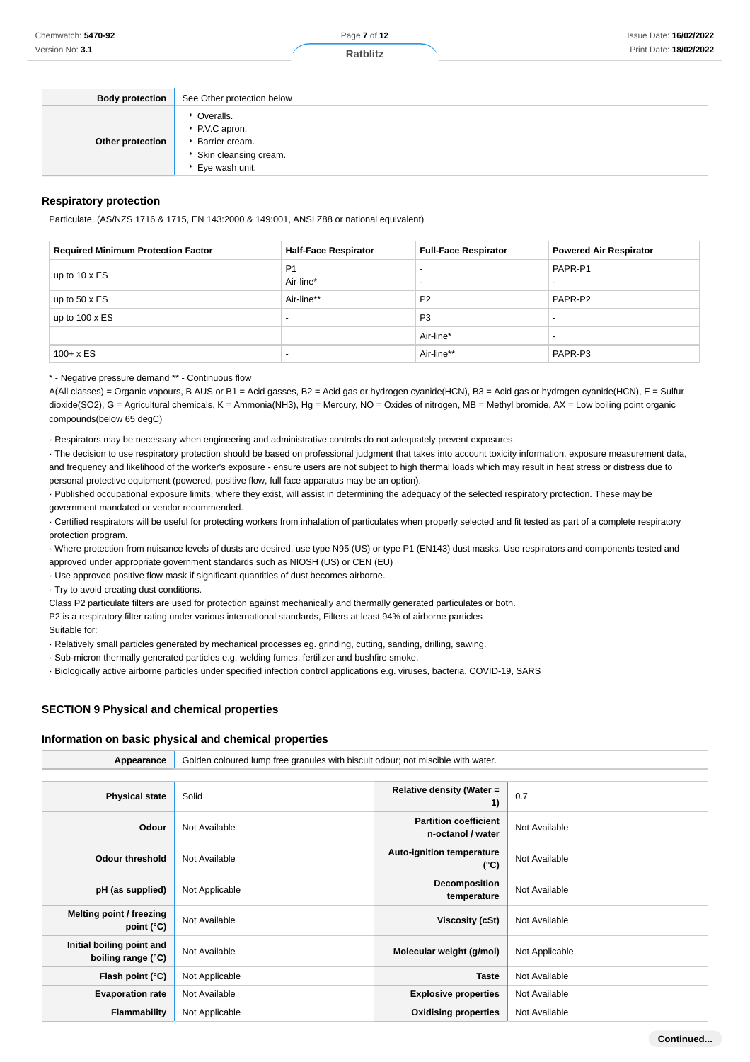| | |
|---|---|
| **Body protection** | See Other protection below |
| **Other protection** | ‣ Overalls.<br>‣ P.V.C apron.<br>‣ Barrier cream.<br>‣ Skin cleansing cream.<br>‣ Eye wash unit. |

### Respiratory protection

Particulate. (AS/NZS 1716 & 1715, EN 143:2000 & 149:001, ANSI Z88 or national equivalent)

| Required Minimum Protection Factor | Half-Face Respirator | Full-Face Respirator | Powered Air Respirator |
|---|---|---|---|
| up to 10 x ES | P1<br>Air-line* | -<br>- | PAPR-P1<br>- |
| up to 50 x ES | Air-line** | P2 | PAPR-P2 |
| up to 100 x ES | - | P3 | - |
| | | Air-line* | - |
| 100+ x ES | - | Air-line** | PAPR-P3 |

* - Negative pressure demand ** - Continuous flow

A(All classes) = Organic vapours, B AUS or B1 = Acid gasses, B2 = Acid gas or hydrogen cyanide(HCN), B3 = Acid gas or hydrogen cyanide(HCN), E = Sulfur dioxide(SO2), G = Agricultural chemicals, K = Ammonia(NH3), Hg = Mercury, NO = Oxides of nitrogen, MB = Methyl bromide, AX = Low boiling point organic compounds(below 65 degC)

· Respirators may be necessary when engineering and administrative controls do not adequately prevent exposures.

· The decision to use respiratory protection should be based on professional judgment that takes into account toxicity information, exposure measurement data, and frequency and likelihood of the worker's exposure - ensure users are not subject to high thermal loads which may result in heat stress or distress due to personal protective equipment (powered, positive flow, full face apparatus may be an option).

· Published occupational exposure limits, where they exist, will assist in determining the adequacy of the selected respiratory protection. These may be government mandated or vendor recommended.

· Certified respirators will be useful for protecting workers from inhalation of particulates when properly selected and fit tested as part of a complete respiratory protection program.

· Where protection from nuisance levels of dusts are desired, use type N95 (US) or type P1 (EN143) dust masks. Use respirators and components tested and approved under appropriate government standards such as NIOSH (US) or CEN (EU)

· Use approved positive flow mask if significant quantities of dust becomes airborne.

· Try to avoid creating dust conditions.

Class P2 particulate filters are used for protection against mechanically and thermally generated particulates or both.

P2 is a respiratory filter rating under various international standards, Filters at least 94% of airborne particles

Suitable for:

· Relatively small particles generated by mechanical processes eg. grinding, cutting, sanding, drilling, sawing.

· Sub-micron thermally generated particles e.g. welding fumes, fertilizer and bushfire smoke.

· Biologically active airborne particles under specified infection control applications e.g. viruses, bacteria, COVID-19, SARS

## SECTION 9 Physical and chemical properties

### Information on basic physical and chemical properties

| | |
|---|---|
| **Appearance** | Golden coloured lump free granules with biscuit odour; not miscible with water. |

| | | | |
|---|---|---|---|
| **Physical state** | Solid | **Relative density (Water = 1)** | 0.7 |
| **Odour** | Not Available | **Partition coefficient n-octanol / water** | Not Available |
| **Odour threshold** | Not Available | **Auto-ignition temperature (°C)** | Not Available |
| **pH (as supplied)** | Not Applicable | **Decomposition temperature** | Not Available |
| **Melting point / freezing point (°C)** | Not Available | **Viscosity (cSt)** | Not Available |
| **Initial boiling point and boiling range (°C)** | Not Available | **Molecular weight (g/mol)** | Not Applicable |
| **Flash point (°C)** | Not Applicable | **Taste** | Not Available |
| **Evaporation rate** | Not Available | **Explosive properties** | Not Available |
| **Flammability** | Not Applicable | **Oxidising properties** | Not Available |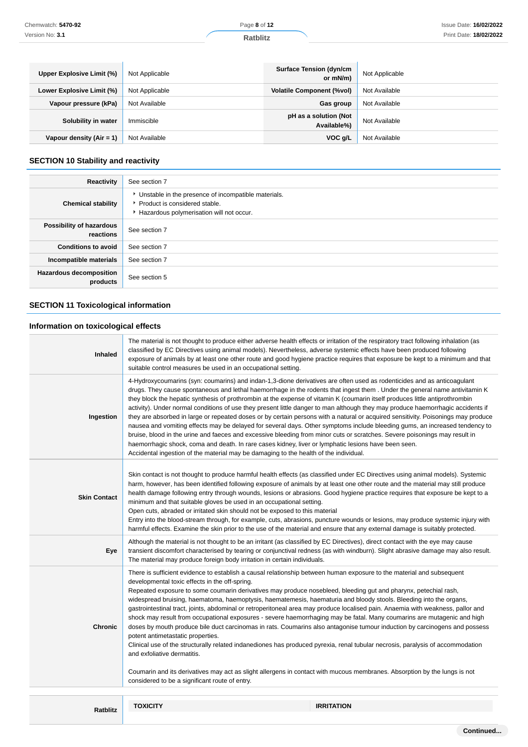| | | | |
|---|---|---|---|
| **Upper Explosive Limit (%)** | Not Applicable | **Surface Tension (dyn/cm or mN/m)** | Not Applicable |
| **Lower Explosive Limit (%)** | Not Applicable | **Volatile Component (%vol)** | Not Available |
| **Vapour pressure (kPa)** | Not Available | **Gas group** | Not Available |
| **Solubility in water** | Immiscible | **pH as a solution (Not Available%)** | Not Available |
| **Vapour density (Air = 1)** | Not Available | **VOC g/L** | Not Available |

## SECTION 10 Stability and reactivity

| | |
|---|---|
| **Reactivity** | See section 7 |
| **Chemical stability** | ‣ Unstable in the presence of incompatible materials.<br>‣ Product is considered stable.<br>‣ Hazardous polymerisation will not occur. |
| **Possibility of hazardous reactions** | See section 7 |
| **Conditions to avoid** | See section 7 |
| **Incompatible materials** | See section 7 |
| **Hazardous decomposition products** | See section 5 |

## SECTION 11 Toxicological information

### Information on toxicological effects

| | |
|---|---|
| **Inhaled** | The material is not thought to produce either adverse health effects or irritation of the respiratory tract following inhalation (as classified by EC Directives using animal models). Nevertheless, adverse systemic effects have been produced following exposure of animals by at least one other route and good hygiene practice requires that exposure be kept to a minimum and that suitable control measures be used in an occupational setting. |
| **Ingestion** | 4-Hydroxycoumarins (syn: coumarins) and indan-1,3-dione derivatives are often used as rodenticides and as anticoagulant drugs. They cause spontaneous and lethal haemorrhage in the rodents that ingest them . Under the general name antivitamin K they block the hepatic synthesis of prothrombin at the expense of vitamin K (coumarin itself produces little antiprothrombin activity). Under normal conditions of use they present little danger to man although they may produce haemorrhagic accidents if they are absorbed in large or repeated doses or by certain persons with a natural or acquired sensitivity. Poisonings may produce nausea and vomiting effects may be delayed for several days. Other symptoms include bleeding gums, an increased tendency to bruise, blood in the urine and faeces and excessive bleeding from minor cuts or scratches. Severe poisonings may result in haemorrhagic shock, coma and death. In rare cases kidney, liver or lymphatic lesions have been seen.<br>Accidental ingestion of the material may be damaging to the health of the individual. |
| **Skin Contact** | Skin contact is not thought to produce harmful health effects (as classified under EC Directives using animal models). Systemic harm, however, has been identified following exposure of animals by at least one other route and the material may still produce health damage following entry through wounds, lesions or abrasions. Good hygiene practice requires that exposure be kept to a minimum and that suitable gloves be used in an occupational setting.<br>Open cuts, abraded or irritated skin should not be exposed to this material<br>Entry into the blood-stream through, for example, cuts, abrasions, puncture wounds or lesions, may produce systemic injury with harmful effects. Examine the skin prior to the use of the material and ensure that any external damage is suitably protected. |
| **Eye** | Although the material is not thought to be an irritant (as classified by EC Directives), direct contact with the eye may cause transient discomfort characterised by tearing or conjunctival redness (as with windburn). Slight abrasive damage may also result. The material may produce foreign body irritation in certain individuals. |
| **Chronic** | There is sufficient evidence to establish a causal relationship between human exposure to the material and subsequent developmental toxic effects in the off-spring.<br>Repeated exposure to some coumarin derivatives may produce nosebleed, bleeding gut and pharynx, petechial rash, widespread bruising, haematoma, haemoptysis, haematemesis, haematuria and bloody stools. Bleeding into the organs, gastrointestinal tract, joints, abdominal or retroperitoneal area may produce localised pain. Anaemia with weakness, pallor and shock may result from occupational exposures - severe haemorrhaging may be fatal. Many coumarins are mutagenic and high doses by mouth produce bile duct carcinomas in rats. Coumarins also antagonise tumour induction by carcinogens and possess potent antimetastatic properties.<br>Clinical use of the structurally related indanediones has produced pyrexia, renal tubular necrosis, paralysis of accommodation and exfoliative dermatitis.<br><br>Coumarin and its derivatives may act as slight allergens in contact with mucous membranes. Absorption by the lungs is not considered to be a significant route of entry. |

| | | |
|---|---|---|
| **Ratblitz** | **TOXICITY** | **IRRITATION** |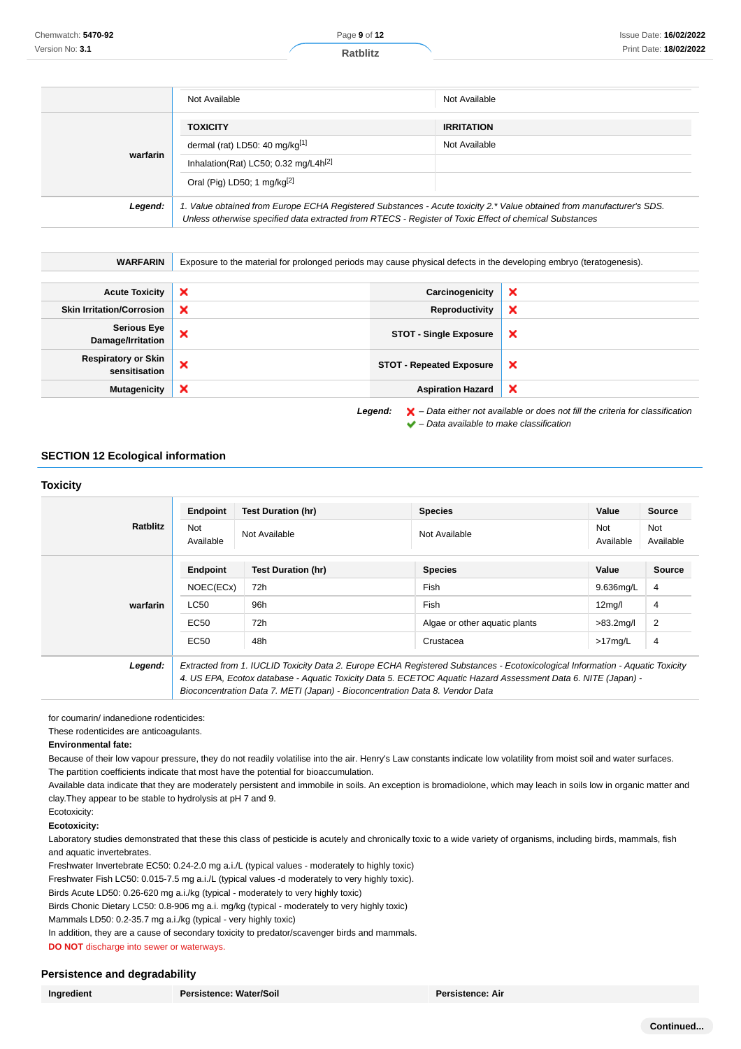| | | |
|---|---|---|
| | Not Available | Not Available |
| **warfarin** | **TOXICITY** | **IRRITATION** |
| | dermal (rat) LD50: 40 mg/kg[1] | Not Available |
| | Inhalation(Rat) LC50; 0.32 mg/L4h[2] | |
| | Oral (Pig) LD50; 1 mg/kg[2] | |
| ***Legend:*** | *1. Value obtained from Europe ECHA Registered Substances - Acute toxicity 2.* Value obtained from manufacturer's SDS. Unless otherwise specified data extracted from RTECS - Register of Toxic Effect of chemical Substances* | |

| | |
|---|---|
| **WARFARIN** | Exposure to the material for prolonged periods may cause physical defects in the developing embryo (teratogenesis). |

| | | | |
|---|---|---|---|
| **Acute Toxicity** | ❌ | **Carcinogenicity** | ❌ |
| **Skin Irritation/Corrosion** | ❌ | **Reproductivity** | ❌ |
| **Serious Eye Damage/Irritation** | ❌ | **STOT - Single Exposure** | ❌ |
| **Respiratory or Skin sensitisation** | ❌ | **STOT - Repeated Exposure** | ❌ |
| **Mutagenicity** | ❌ | **Aspiration Hazard** | ❌ |

***Legend:*** ❌ *– Data either not available or does not fill the criteria for classification*
✔ *– Data available to make classification*

## SECTION 12 Ecological information

### Toxicity

| | Endpoint | Test Duration (hr) | Species | Value | Source |
|---|---|---|---|---|---|
| **Ratblitz** | Not Available | Not Available | Not Available | Not Available | Not Available |
| **warfarin** | **Endpoint** | **Test Duration (hr)** | **Species** | **Value** | **Source** |
| | NOEC(ECx) | 72h | Fish | 9.636mg/L | 4 |
| | LC50 | 96h | Fish | 12mg/l | 4 |
| | EC50 | 72h | Algae or other aquatic plants | >83.2mg/l | 2 |
| | EC50 | 48h | Crustacea | >17mg/L | 4 |
| ***Legend:*** | *Extracted from 1. IUCLID Toxicity Data 2. Europe ECHA Registered Substances - Ecotoxicological Information - Aquatic Toxicity 4. US EPA, Ecotox database - Aquatic Toxicity Data 5. ECETOC Aquatic Hazard Assessment Data 6. NITE (Japan) - Bioconcentration Data 7. METI (Japan) - Bioconcentration Data 8. Vendor Data* | | | | |

for coumarin/ indanedione rodenticides:
These rodenticides are anticoagulants.
**Environmental fate:**
Because of their low vapour pressure, they do not readily volatilise into the air. Henry's Law constants indicate low volatility from moist soil and water surfaces.
The partition coefficients indicate that most have the potential for bioaccumulation.
Available data indicate that they are moderately persistent and immobile in soils. An exception is bromadiolone, which may leach in soils low in organic matter and clay.They appear to be stable to hydrolysis at pH 7 and 9.
Ecotoxicity:
**Ecotoxicity:**
Laboratory studies demonstrated that these this class of pesticide is acutely and chronically toxic to a wide variety of organisms, including birds, mammals, fish and aquatic invertebrates.
Freshwater Invertebrate EC50: 0.24-2.0 mg a.i./L (typical values - moderately to highly toxic)
Freshwater Fish LC50: 0.015-7.5 mg a.i./L (typical values -d moderately to very highly toxic).
Birds Acute LD50: 0.26-620 mg a.i./kg (typical - moderately to very highly toxic)
Birds Chonic Dietary LC50: 0.8-906 mg a.i. mg/kg (typical - moderately to very highly toxic)
Mammals LD50: 0.2-35.7 mg a.i./kg (typical - very highly toxic)
In addition, they are a cause of secondary toxicity to predator/scavenger birds and mammals.
**DO NOT** discharge into sewer or waterways.

### Persistence and degradability

| Ingredient | Persistence: Water/Soil | Persistence: Air |
|---|---|---|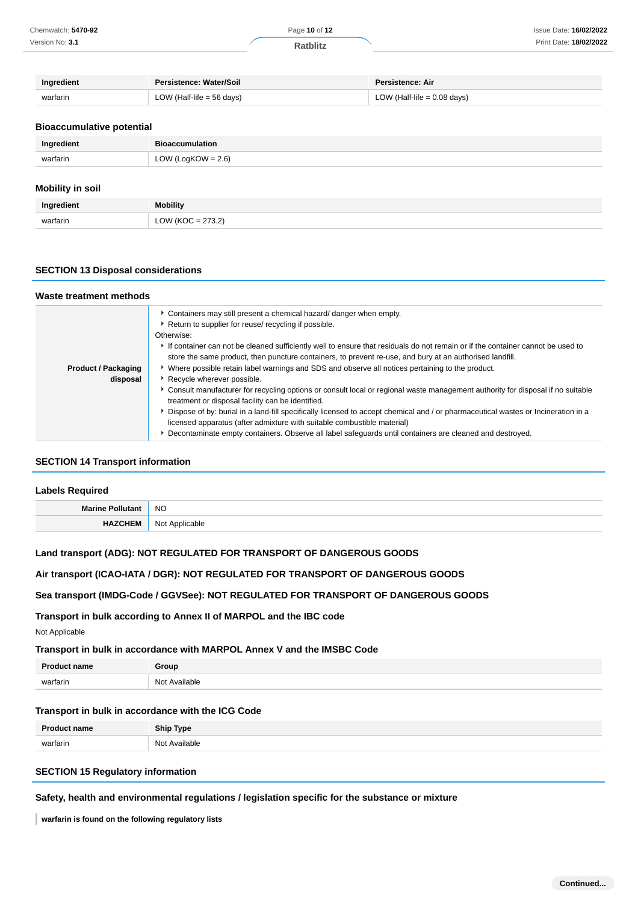| Ingredient | Persistence: Water/Soil | Persistence: Air |
| --- | --- | --- |
| warfarin | LOW (Half-life = 56 days) | LOW (Half-life = 0.08 days) |

### Bioaccumulative potential

| Ingredient | Bioaccumulation |
| --- | --- |
| warfarin | LOW (LogKOW = 2.6) |

### Mobility in soil

| Ingredient | Mobility |
| --- | --- |
| warfarin | LOW (KOC = 273.2) |

## SECTION 13 Disposal considerations

### Waste treatment methods

| | |
| --- | --- |
| **Product / Packaging disposal** | ‣ Containers may still present a chemical hazard/ danger when empty.<br>‣ Return to supplier for reuse/ recycling if possible.<br>Otherwise:<br>‣ If container can not be cleaned sufficiently well to ensure that residuals do not remain or if the container cannot be used to store the same product, then puncture containers, to prevent re-use, and bury at an authorised landfill.<br>‣ Where possible retain label warnings and SDS and observe all notices pertaining to the product.<br>‣ Recycle wherever possible.<br>‣ Consult manufacturer for recycling options or consult local or regional waste management authority for disposal if no suitable treatment or disposal facility can be identified.<br>‣ Dispose of by: burial in a land-fill specifically licensed to accept chemical and / or pharmaceutical wastes or Incineration in a licensed apparatus (after admixture with suitable combustible material)<br>‣ Decontaminate empty containers. Observe all label safeguards until containers are cleaned and destroyed. |

## SECTION 14 Transport information

### Labels Required

| | |
| --- | --- |
| **Marine Pollutant** | NO |
| **HAZCHEM** | Not Applicable |

### Land transport (ADG): NOT REGULATED FOR TRANSPORT OF DANGEROUS GOODS

### Air transport (ICAO-IATA / DGR): NOT REGULATED FOR TRANSPORT OF DANGEROUS GOODS

### Sea transport (IMDG-Code / GGVSee): NOT REGULATED FOR TRANSPORT OF DANGEROUS GOODS

### Transport in bulk according to Annex II of MARPOL and the IBC code

Not Applicable

### Transport in bulk in accordance with MARPOL Annex V and the IMSBC Code

| Product name | Group |
| --- | --- |
| warfarin | Not Available |

### Transport in bulk in accordance with the ICG Code

| Product name | Ship Type |
| --- | --- |
| warfarin | Not Available |

## SECTION 15 Regulatory information

### Safety, health and environmental regulations / legislation specific for the substance or mixture

**warfarin is found on the following regulatory lists**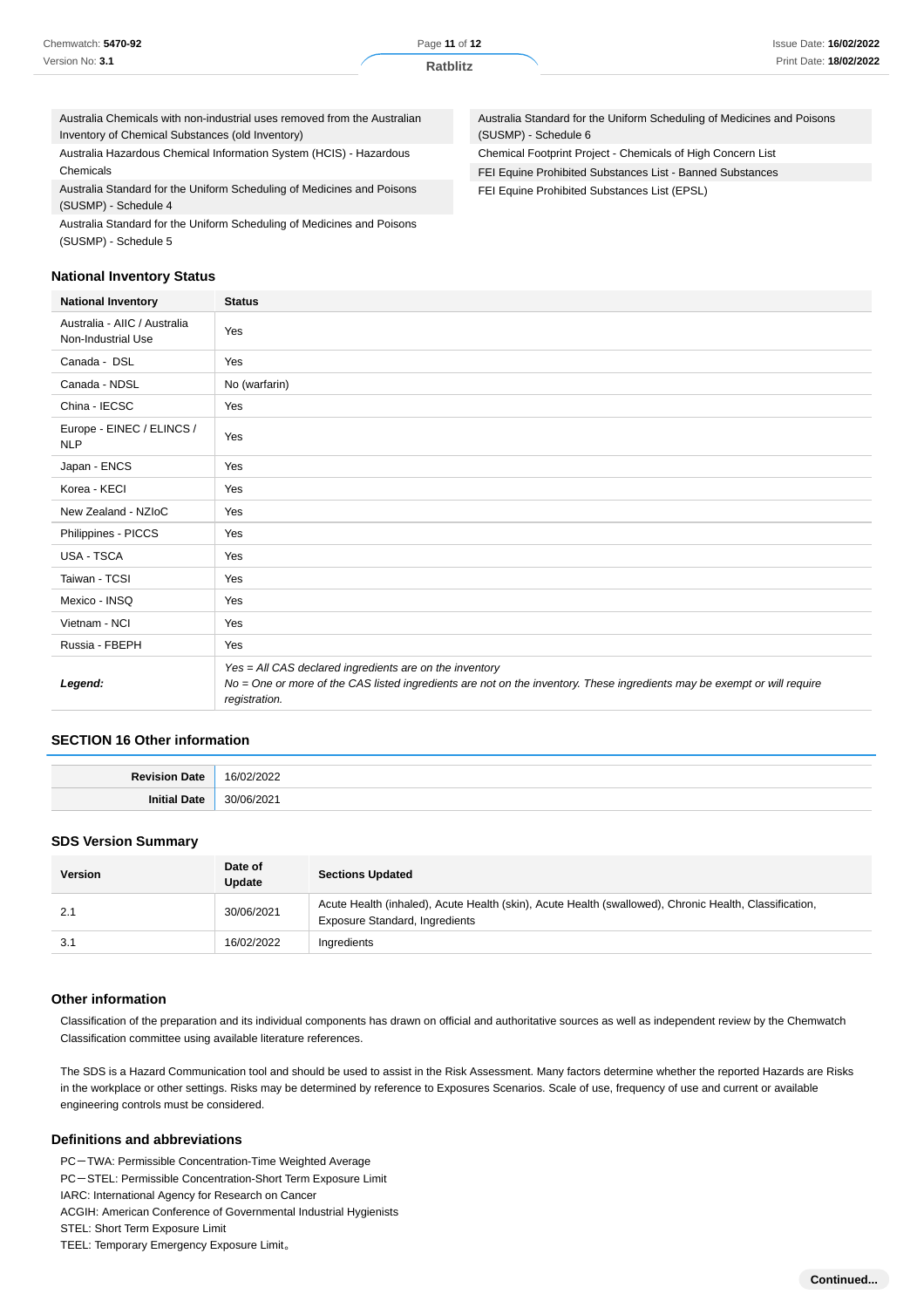Australia Chemicals with non-industrial uses removed from the Australian Inventory of Chemical Substances (old Inventory)

Australia Hazardous Chemical Information System (HCIS) - Hazardous Chemicals

Australia Standard for the Uniform Scheduling of Medicines and Poisons (SUSMP) - Schedule 4

Australia Standard for the Uniform Scheduling of Medicines and Poisons (SUSMP) - Schedule 5

Australia Standard for the Uniform Scheduling of Medicines and Poisons (SUSMP) - Schedule 6

Chemical Footprint Project - Chemicals of High Concern List

FEI Equine Prohibited Substances List - Banned Substances

FEI Equine Prohibited Substances List (EPSL)

### National Inventory Status

| National Inventory | Status |
|---|---|
| Australia - AIIC / Australia Non-Industrial Use | Yes |
| Canada - DSL | Yes |
| Canada - NDSL | No (warfarin) |
| China - IECSC | Yes |
| Europe - EINEC / ELINCS / NLP | Yes |
| Japan - ENCS | Yes |
| Korea - KECI | Yes |
| New Zealand - NZIoC | Yes |
| Philippines - PICCS | Yes |
| USA - TSCA | Yes |
| Taiwan - TCSI | Yes |
| Mexico - INSQ | Yes |
| Vietnam - NCI | Yes |
| Russia - FBEPH | Yes |
| ***Legend:*** | *Yes = All CAS declared ingredients are on the inventory*<br>*No = One or more of the CAS listed ingredients are not on the inventory. These ingredients may be exempt or will require registration.* |

## SECTION 16 Other information

| | |
|---|---|
| **Revision Date** | 16/02/2022 |
| **Initial Date** | 30/06/2021 |

### SDS Version Summary

| Version | Date of Update | Sections Updated |
|---|---|---|
| 2.1 | 30/06/2021 | Acute Health (inhaled), Acute Health (skin), Acute Health (swallowed), Chronic Health, Classification, Exposure Standard, Ingredients |
| 3.1 | 16/02/2022 | Ingredients |

### Other information

Classification of the preparation and its individual components has drawn on official and authoritative sources as well as independent review by the Chemwatch Classification committee using available literature references.

The SDS is a Hazard Communication tool and should be used to assist in the Risk Assessment. Many factors determine whether the reported Hazards are Risks in the workplace or other settings. Risks may be determined by reference to Exposures Scenarios. Scale of use, frequency of use and current or available engineering controls must be considered.

### Definitions and abbreviations

PC－TWA: Permissible Concentration-Time Weighted Average
PC－STEL: Permissible Concentration-Short Term Exposure Limit
IARC: International Agency for Research on Cancer
ACGIH: American Conference of Governmental Industrial Hygienists
STEL: Short Term Exposure Limit
TEEL: Temporary Emergency Exposure Limit。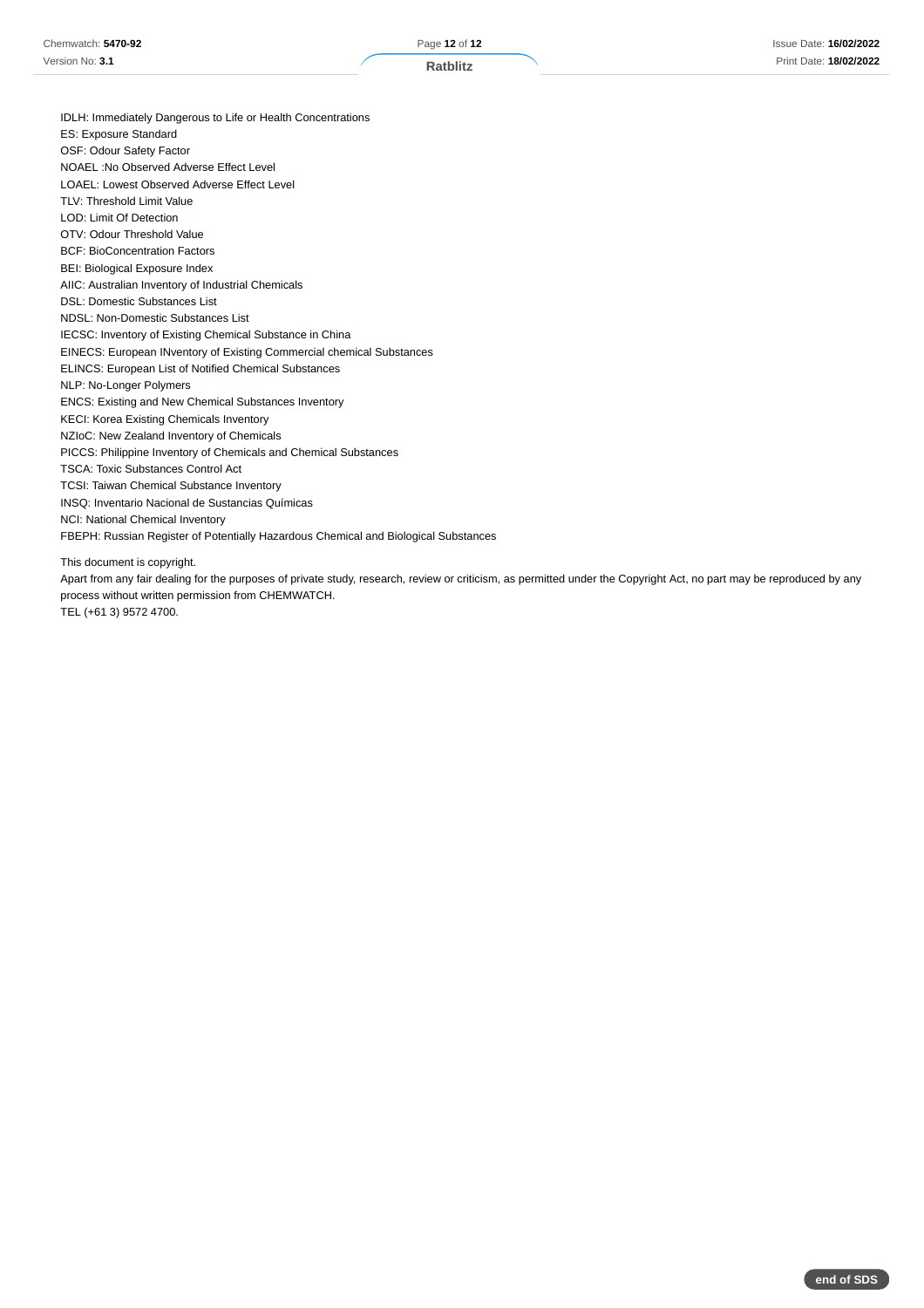IDLH: Immediately Dangerous to Life or Health Concentrations
ES: Exposure Standard
OSF: Odour Safety Factor
NOAEL :No Observed Adverse Effect Level
LOAEL: Lowest Observed Adverse Effect Level
TLV: Threshold Limit Value
LOD: Limit Of Detection
OTV: Odour Threshold Value
BCF: BioConcentration Factors
BEI: Biological Exposure Index
AIIC: Australian Inventory of Industrial Chemicals
DSL: Domestic Substances List
NDSL: Non-Domestic Substances List
IECSC: Inventory of Existing Chemical Substance in China
EINECS: European INventory of Existing Commercial chemical Substances
ELINCS: European List of Notified Chemical Substances
NLP: No-Longer Polymers
ENCS: Existing and New Chemical Substances Inventory
KECI: Korea Existing Chemicals Inventory
NZIoC: New Zealand Inventory of Chemicals
PICCS: Philippine Inventory of Chemicals and Chemical Substances
TSCA: Toxic Substances Control Act
TCSI: Taiwan Chemical Substance Inventory
INSQ: Inventario Nacional de Sustancias Químicas
NCI: National Chemical Inventory
FBEPH: Russian Register of Potentially Hazardous Chemical and Biological Substances

This document is copyright.
Apart from any fair dealing for the purposes of private study, research, review or criticism, as permitted under the Copyright Act, no part may be reproduced by any process without written permission from CHEMWATCH.
TEL (+61 3) 9572 4700.

**end of SDS**